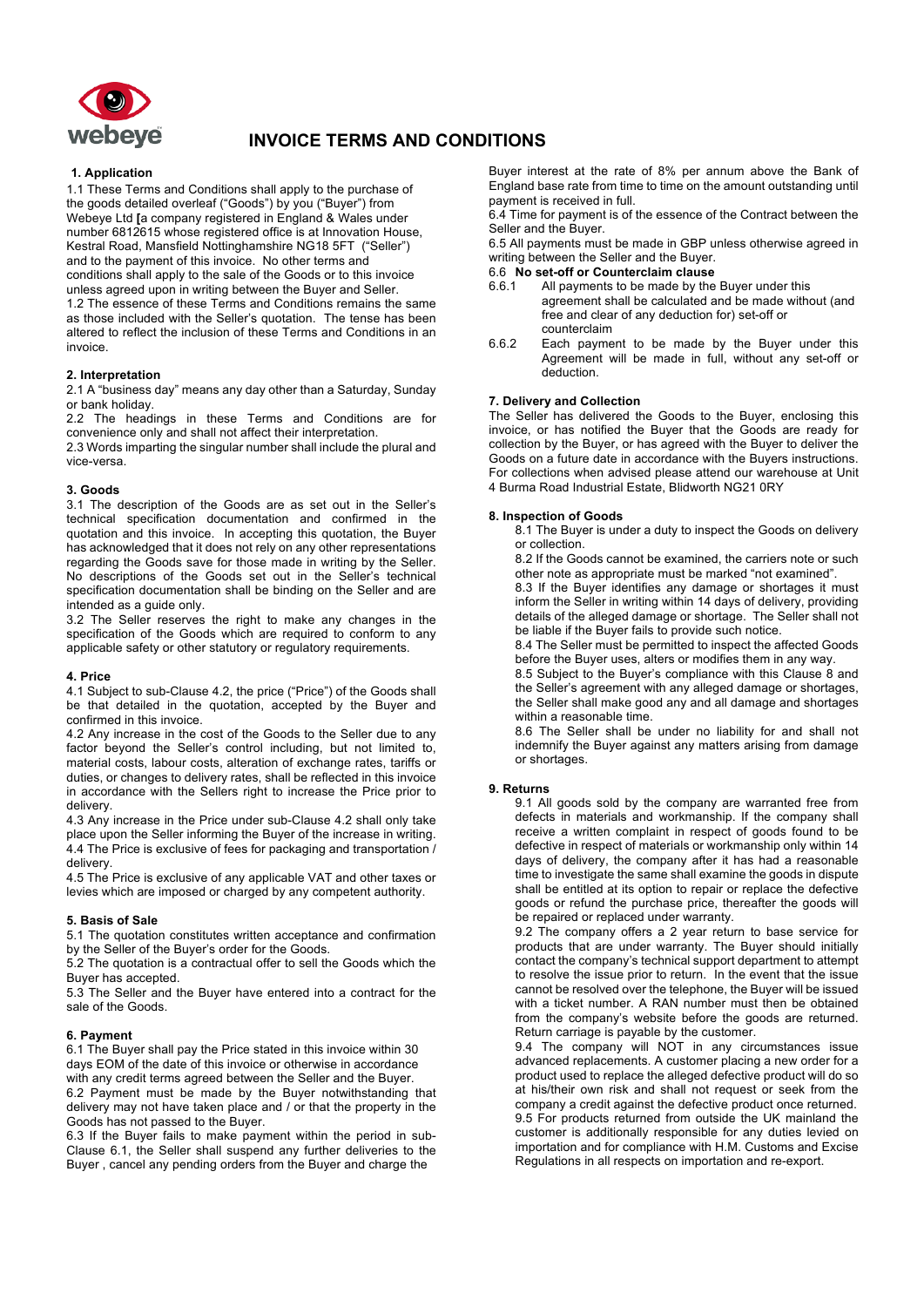# INVOICE TERMS AND CONDITIONS

## 1. Application

1.1 These Terms and Conditions shall apply to the purchase of the goods detailed overleaf ("Goods") by you ("Buyer") from Webeye Ltd **[**a company registered in England & Wales under number 6812615 whose registered office is at Innovation House, Kestral Road, Mansfield Nottinghamshire NG18 5FT ("Seller") and to the payment of this invoice. No other terms and conditions shall apply to the sale of the Goods or to this invoice unless agreed upon in writing between the Buyer and Seller.

1.2 The essence of these Terms and Conditions remains the same as those included with the Seller's quotation. The tense has been altered to reflect the inclusion of these Terms and Conditions in an invoice.

## 2. Interpretation

2.1 A "business day" means any day other than a Saturday, Sunday or bank holiday.

2.2 The headings in these Terms and Conditions are for convenience only and shall not affect their interpretation.

2.3 Words imparting the singular number shall include the plural and vice-versa.

## 3. Goods

3.1 The description of the Goods are as set out in the Seller's technical specification documentation and confirmed in the quotation and this invoice. In accepting this quotation, the Buyer has acknowledged that it does not rely on any other representations regarding the Goods save for those made in writing by the Seller. No descriptions of the Goods set out in the Seller's technical specification documentation shall be binding on the Seller and are intended as a guide only.

3.2 The Seller reserves the right to make any changes in the specification of the Goods which are required to conform to any applicable safety or other statutory or regulatory requirements.

## 4. Price

4.1 Subject to sub-Clause 4.2, the price ("Price") of the Goods shall be that detailed in the quotation, accepted by the Buyer and confirmed in this invoice.

4.2 Any increase in the cost of the Goods to the Seller due to any factor beyond the Seller's control including, but not limited to, material costs, labour costs, alteration of exchange rates, tariffs or duties, or changes to delivery rates, shall be reflected in this invoice in accordance with the Sellers right to increase the Price prior to delivery.

4.3 Any increase in the Price under sub-Clause 4.2 shall only take place upon the Seller informing the Buyer of the increase in writing.

4.4 The Price is exclusive of fees for packaging and transportation / delivery.

4.5 The Price is exclusive of any applicable VAT and other taxes or levies which are imposed or charged by any competent authority.

## 5. Basis of Sale

5.1 The quotation constitutes written acceptance and confirmation by the Seller of the Buyer's order for the Goods.

5.2 The quotation is a contractual offer to sell the Goods which the Buyer has accepted.

5.3 The Seller and the Buyer have entered into a contract for the sale of the Goods.

## 6. Payment

6.1 The Buyer shall pay the Price stated in this invoice within 30 days EOM of the date of this invoice or otherwise in accordance with any credit terms agreed between the Seller and the Buyer.

6.2 Payment must be made by the Buyer notwithstanding that delivery may not have taken place and / or that the property in the Goods has not passed to the Buyer.

6.3 If the Buyer fails to make payment within the period in sub-Clause 6.1, the Seller shall suspend any further deliveries to the Buyer , cancel any pending orders from the Buyer and charge the Buyer interest at the rate of 8% per annum above the Bank of England base rate from time to time on the amount outstanding until payment is received in full.

6.4 Time for payment is of the essence of the Contract between the Seller and the Buyer.

6.5 All payments must be made in GBP unless otherwise agreed in writing between the Seller and the Buyer.

6.6 **No set-off or Counterclaim clause**

6.6.1 All payments to be made by the Buyer under this agreement shall be calculated and be made without (and free and clear of any deduction for) set-off or counterclaim

6.6.2 Each payment to be made by the Buyer under this Agreement will be made in full, without any set-off or deduction.

## 7. Delivery and Collection

The Seller has delivered the Goods to the Buyer, enclosing this invoice, or has notified the Buyer that the Goods are ready for collection by the Buyer, or has agreed with the Buyer to deliver the Goods on a future date in accordance with the Buyers instructions. For collections when advised please attend our warehouse at Unit 4 Burma Road Industrial Estate, Blidworth NG21 0RY

## 8. Inspection of Goods

8.1 The Buyer is under a duty to inspect the Goods on delivery or collection.

8.2 If the Goods cannot be examined, the carriers note or such other note as appropriate must be marked "not examined".

8.3 If the Buyer identifies any damage or shortages it must inform the Seller in writing within 14 days of delivery, providing details of the alleged damage or shortage. The Seller shall not be liable if the Buyer fails to provide such notice.

8.4 The Seller must be permitted to inspect the affected Goods before the Buyer uses, alters or modifies them in any way.

8.5 Subject to the Buyer's compliance with this Clause 8 and the Seller's agreement with any alleged damage or shortages, the Seller shall make good any and all damage and shortages within a reasonable time.

8.6 The Seller shall be under no liability for and shall not indemnify the Buyer against any matters arising from damage or shortages.

## 9. Returns

9.1 All goods sold by the company are warranted free from defects in materials and workmanship. If the company shall receive a written complaint in respect of goods found to be defective in respect of materials or workmanship only within 14 days of delivery, the company after it has had a reasonable time to investigate the same shall examine the goods in dispute shall be entitled at its option to repair or replace the defective goods or refund the purchase price, thereafter the goods will be repaired or replaced under warranty.

9.2 The company offers a 2 year return to base service for products that are under warranty. The Buyer should initially contact the company's technical support department to attempt to resolve the issue prior to return. In the event that the issue cannot be resolved over the telephone, the Buyer will be issued with a ticket number. A RAN number must then be obtained from the company's website before the goods are returned. Return carriage is payable by the customer.

9.4 The company will NOT in any circumstances issue advanced replacements. A customer placing a new order for a product used to replace the alleged defective product will do so at his/their own risk and shall not request or seek from the company a credit against the defective product once returned.

9.5 For products returned from outside the UK mainland the customer is additionally responsible for any duties levied on importation and for compliance with H.M. Customs and Excise Regulations in all respects on importation and re-export.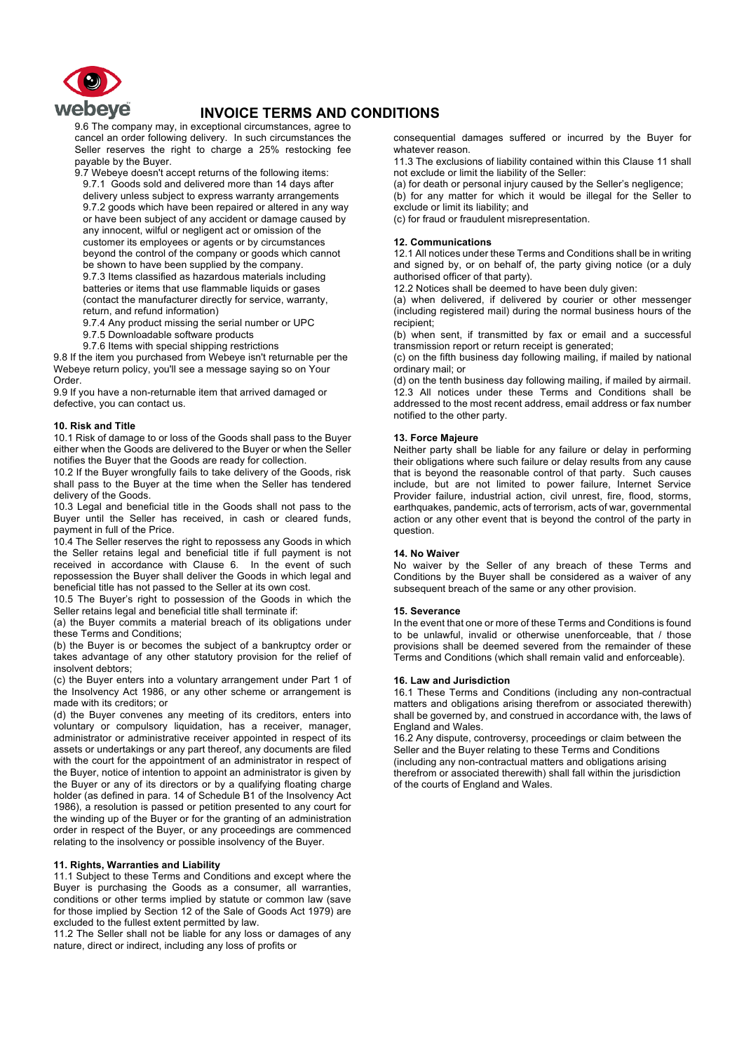# INVOICE TERMS AND CONDITIONS

9.6 The company may, in exceptional circumstances, agree to cancel an order following delivery. In such circumstances the Seller reserves the right to charge a 25% restocking fee payable by the Buyer.

9.7 Webeye doesn't accept returns of the following items:

9.7.1 Goods sold and delivered more than 14 days after delivery unless subject to express warranty arrangements

9.7.2 goods which have been repaired or altered in any way or have been subject of any accident or damage caused by any innocent, wilful or negligent act or omission of the customer its employees or agents or by circumstances beyond the control of the company or goods which cannot be shown to have been supplied by the company.

9.7.3 Items classified as hazardous materials including batteries or items that use flammable liquids or gases (contact the manufacturer directly for service, warranty, return, and refund information)

9.7.4 Any product missing the serial number or UPC

9.7.5 Downloadable software products

9.7.6 Items with special shipping restrictions

9.8 If the item you purchased from Webeye isn't returnable per the Webeye return policy, you'll see a message saying so on Your Order.

9.9 If you have a non-returnable item that arrived damaged or defective, you can contact us.

## 10. Risk and Title

10.1 Risk of damage to or loss of the Goods shall pass to the Buyer either when the Goods are delivered to the Buyer or when the Seller notifies the Buyer that the Goods are ready for collection.

10.2 If the Buyer wrongfully fails to take delivery of the Goods, risk shall pass to the Buyer at the time when the Seller has tendered delivery of the Goods.

10.3 Legal and beneficial title in the Goods shall not pass to the Buyer until the Seller has received, in cash or cleared funds, payment in full of the Price.

10.4 The Seller reserves the right to repossess any Goods in which the Seller retains legal and beneficial title if full payment is not received in accordance with Clause 6. In the event of such repossession the Buyer shall deliver the Goods in which legal and beneficial title has not passed to the Seller at its own cost.

10.5 The Buyer's right to possession of the Goods in which the Seller retains legal and beneficial title shall terminate if:

(a) the Buyer commits a material breach of its obligations under these Terms and Conditions;

(b) the Buyer is or becomes the subject of a bankruptcy order or takes advantage of any other statutory provision for the relief of insolvent debtors;

(c) the Buyer enters into a voluntary arrangement under Part 1 of the Insolvency Act 1986, or any other scheme or arrangement is made with its creditors; or

(d) the Buyer convenes any meeting of its creditors, enters into voluntary or compulsory liquidation, has a receiver, manager, administrator or administrative receiver appointed in respect of its assets or undertakings or any part thereof, any documents are filed with the court for the appointment of an administrator in respect of the Buyer, notice of intention to appoint an administrator is given by the Buyer or any of its directors or by a qualifying floating charge holder (as defined in para. 14 of Schedule B1 of the Insolvency Act 1986), a resolution is passed or petition presented to any court for the winding up of the Buyer or for the granting of an administration order in respect of the Buyer, or any proceedings are commenced relating to the insolvency or possible insolvency of the Buyer.

## 11. Rights, Warranties and Liability

11.1 Subject to these Terms and Conditions and except where the Buyer is purchasing the Goods as a consumer, all warranties, conditions or other terms implied by statute or common law (save for those implied by Section 12 of the Sale of Goods Act 1979) are excluded to the fullest extent permitted by law.

11.2 The Seller shall not be liable for any loss or damages of any nature, direct or indirect, including any loss of profits or consequential damages suffered or incurred by the Buyer for whatever reason.

11.3 The exclusions of liability contained within this Clause 11 shall not exclude or limit the liability of the Seller:

(a) for death or personal injury caused by the Seller's negligence;

(b) for any matter for which it would be illegal for the Seller to exclude or limit its liability; and

(c) for fraud or fraudulent misrepresentation.

## 12. Communications

12.1 All notices under these Terms and Conditions shall be in writing and signed by, or on behalf of, the party giving notice (or a duly authorised officer of that party).

12.2 Notices shall be deemed to have been duly given:

(a) when delivered, if delivered by courier or other messenger (including registered mail) during the normal business hours of the recipient;

(b) when sent, if transmitted by fax or email and a successful transmission report or return receipt is generated;

(c) on the fifth business day following mailing, if mailed by national ordinary mail; or

(d) on the tenth business day following mailing, if mailed by airmail.

12.3 All notices under these Terms and Conditions shall be addressed to the most recent address, email address or fax number notified to the other party.

## 13. Force Majeure

Neither party shall be liable for any failure or delay in performing their obligations where such failure or delay results from any cause that is beyond the reasonable control of that party. Such causes include, but are not limited to power failure, Internet Service Provider failure, industrial action, civil unrest, fire, flood, storms, earthquakes, pandemic, acts of terrorism, acts of war, governmental action or any other event that is beyond the control of the party in question.

## 14. No Waiver

No waiver by the Seller of any breach of these Terms and Conditions by the Buyer shall be considered as a waiver of any subsequent breach of the same or any other provision.

## 15. Severance

In the event that one or more of these Terms and Conditions is found to be unlawful, invalid or otherwise unenforceable, that / those provisions shall be deemed severed from the remainder of these Terms and Conditions (which shall remain valid and enforceable).

## 16. Law and Jurisdiction

16.1 These Terms and Conditions (including any non-contractual matters and obligations arising therefrom or associated therewith) shall be governed by, and construed in accordance with, the laws of England and Wales.

16.2 Any dispute, controversy, proceedings or claim between the Seller and the Buyer relating to these Terms and Conditions (including any non-contractual matters and obligations arising therefrom or associated therewith) shall fall within the jurisdiction of the courts of England and Wales.